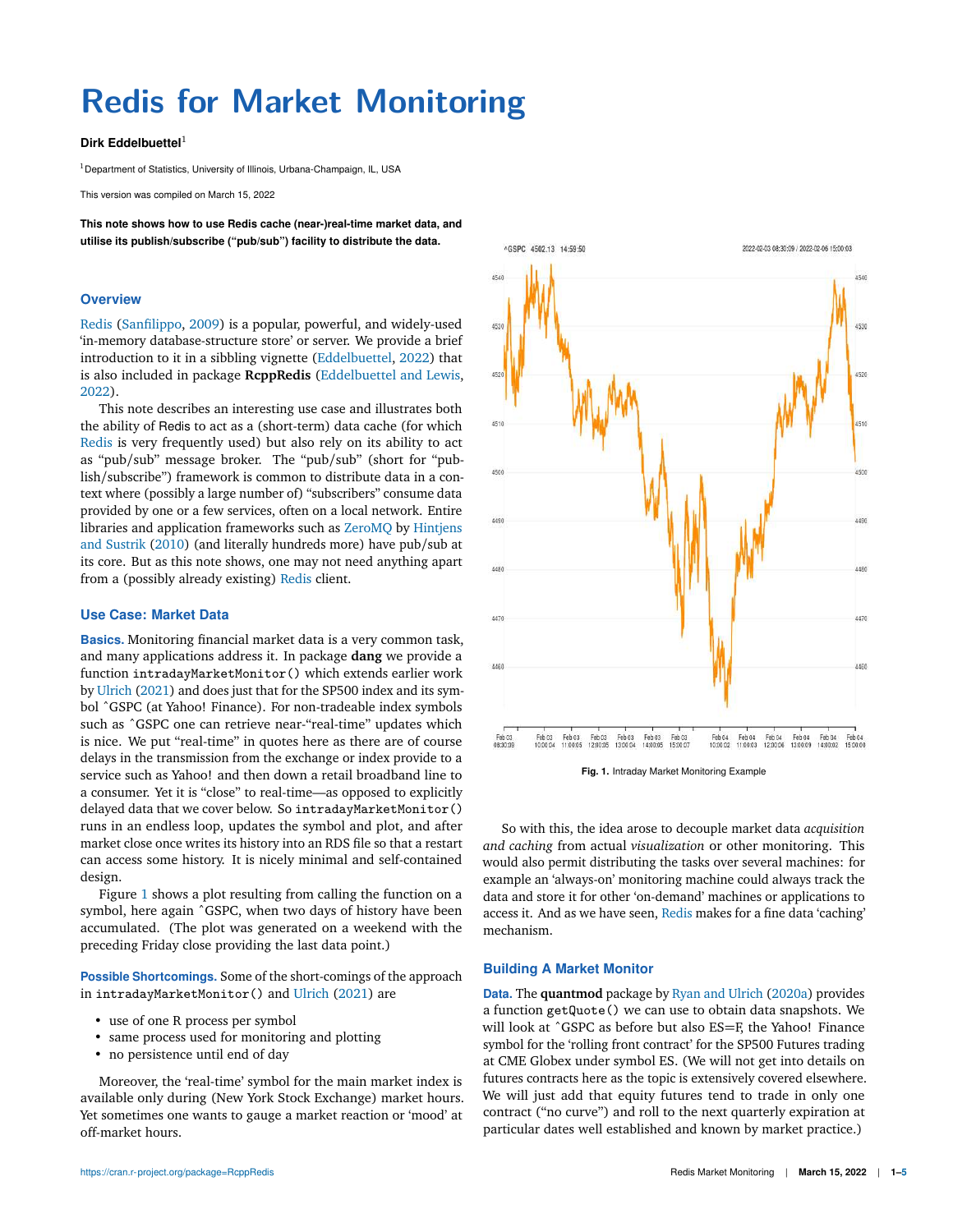# Redis for Market Monitoring

**Dirk Eddelbuettel**[1]

[1]Department of Statistics, University of Illinois, Urbana-Champaign, IL, USA

This version was compiled on March 15, 2022

**This note shows how to use Redis cache (near-)real-time market data, and utilise its publish/subscribe ("pub/sub") facility to distribute the data.**

## Overview

Redis (Sanfilippo, 2009) is a popular, powerful, and widely-used 'in-memory database-structure store' or server. We provide a brief introduction to it in a sibbling vignette (Eddelbuettel, 2022) that is also included in package **RcppRedis** (Eddelbuettel and Lewis, 2022).

This note describes an interesting use case and illustrates both the ability of Redis to act as a (short-term) data cache (for which Redis is very frequently used) but also rely on its ability to act as "pub/sub" message broker. The "pub/sub" (short for "publish/subscribe") framework is common to distribute data in a context where (possibly a large number of) "subscribers" consume data provided by one or a few services, often on a local network. Entire libraries and application frameworks such as ZeroMQ by Hintjens and Sustrik (2010) (and literally hundreds more) have pub/sub at its core. But as this note shows, one may not need anything apart from a (possibly already existing) Redis client.

## Use Case: Market Data

**Basics.** Monitoring financial market data is a very common task, and many applications address it. In package **dang** we provide a function `intradayMarketMonitor()` which extends earlier work by Ulrich (2021) and does just that for the SP500 index and its symbol ^GSPC (at Yahoo! Finance). For non-tradeable index symbols such as ^GSPC one can retrieve near-"real-time" updates which is nice. We put "real-time" in quotes here as there are of course delays in the transmission from the exchange or index provide to a service such as Yahoo! and then down a retail broadband line to a consumer. Yet it is "close" to real-time—as opposed to explicitly delayed data that we cover below. So `intradayMarketMonitor()` runs in an endless loop, updates the symbol and plot, and after market close once writes its history into an RDS file so that a restart can access some history. It is nicely minimal and self-contained design.

Figure 1 shows a plot resulting from calling the function on a symbol, here again ^GSPC, when two days of history have been accumulated. (The plot was generated on a weekend with the preceding Friday close providing the last data point.)

**Possible Shortcomings.** Some of the short-comings of the approach in `intradayMarketMonitor()` and Ulrich (2021) are

- use of one R process per symbol
- same process used for monitoring and plotting
- no persistence until end of day

Moreover, the 'real-time' symbol for the main market index is available only during (New York Stock Exchange) market hours. Yet sometimes one wants to gauge a market reaction or 'mood' at off-market hours.

**Fig. 1.** Intraday Market Monitoring Example

So with this, the idea arose to decouple market data *acquisition and caching* from actual *visualization* or other monitoring. This would also permit distributing the tasks over several machines: for example an 'always-on' monitoring machine could always track the data and store it for other 'on-demand' machines or applications to access it. And as we have seen, Redis makes for a fine data 'caching' mechanism.

## Building A Market Monitor

**Data.** The **quantmod** package by Ryan and Ulrich (2020a) provides a function `getQuote()` we can use to obtain data snapshots. We will look at ^GSPC as before but also ES=F, the Yahoo! Finance symbol for the 'rolling front contract' for the SP500 Futures trading at CME Globex under symbol ES. (We will not get into details on futures contracts here as the topic is extensively covered elsewhere. We will just add that equity futures tend to trade in only one contract ("no curve") and roll to the next quarterly expiration at particular dates well established and known by market practice.)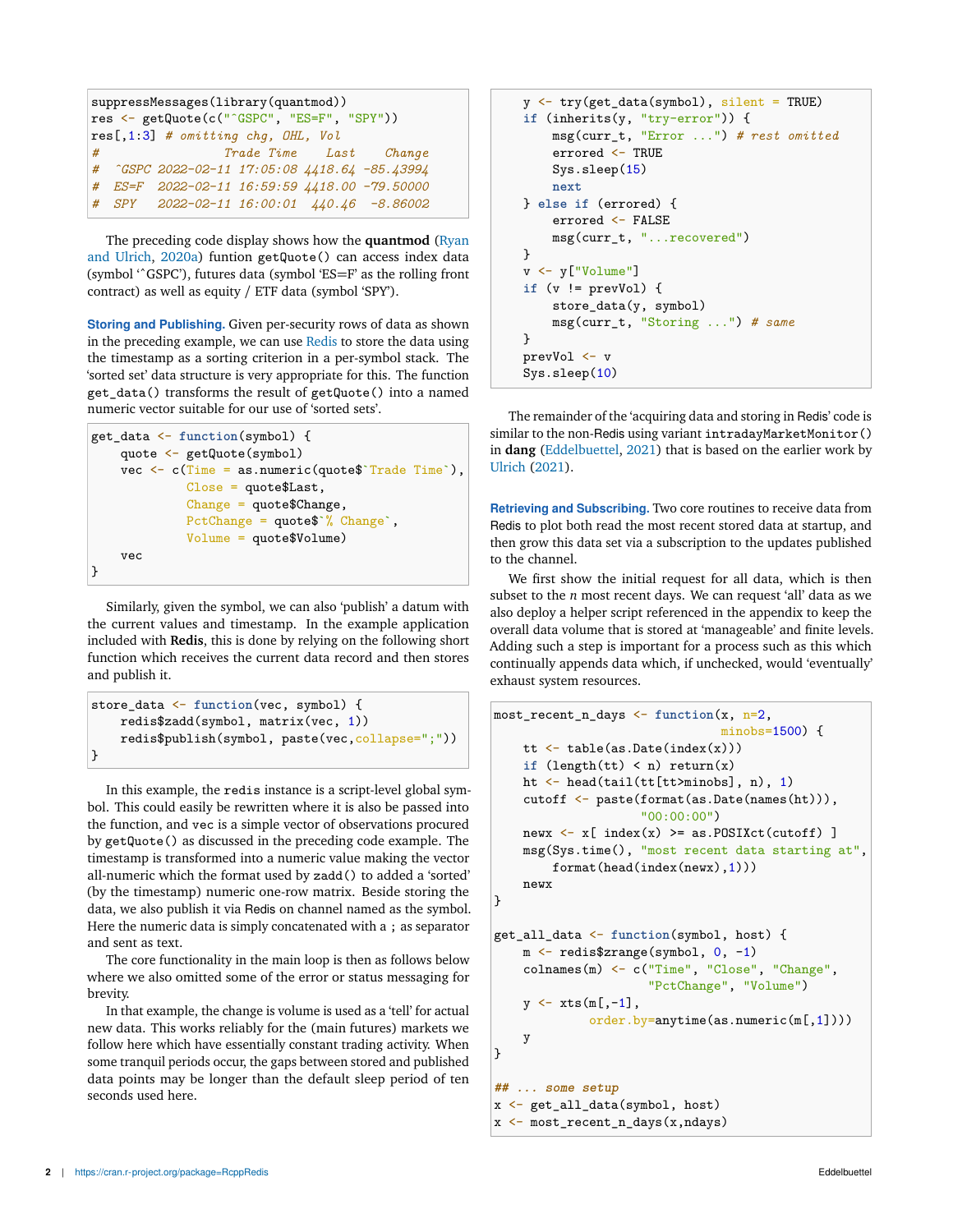```r
suppressMessages(library(quantmod))
res <- getQuote(c("^GSPC", "ES=F", "SPY"))
res[,1:3] # omitting chg, OHL, Vol
#                  Trade Time    Last    Change
#  ^GSPC 2022-02-11 17:05:08 4418.64 -85.43994
#  ES=F  2022-02-11 16:59:59 4418.00 -79.50000
#  SPY   2022-02-11 16:00:01  440.46  -8.86002
```

The preceding code display shows how the **quantmod** (Ryan and Ulrich, 2020a) funtion `getQuote()` can access index data (symbol '^GSPC'), futures data (symbol 'ES=F' as the rolling front contract) as well as equity / ETF data (symbol 'SPY').

**Storing and Publishing.** Given per-security rows of data as shown in the preceding example, we can use Redis to store the data using the timestamp as a sorting criterion in a per-symbol stack. The 'sorted set' data structure is very appropriate for this. The function `get_data()` transforms the result of `getQuote()` into a named numeric vector suitable for our use of 'sorted sets'.

```r
get_data <- function(symbol) {
    quote <- getQuote(symbol)
    vec <- c(Time = as.numeric(quote$`Trade Time`),
             Close = quote$Last,
             Change = quote$Change,
             PctChange = quote$`% Change`,
             Volume = quote$Volume)
    vec
}
```

Similarly, given the symbol, we can also 'publish' a datum with the current values and timestamp. In the example application included with **Redis**, this is done by relying on the following short function which receives the current data record and then stores and publish it.

```r
store_data <- function(vec, symbol) {
    redis$zadd(symbol, matrix(vec, 1))
    redis$publish(symbol, paste(vec,collapse=";"))
}
```

In this example, the `redis` instance is a script-level global symbol. This could easily be rewritten where it is also be passed into the function, and `vec` is a simple vector of observations procured by `getQuote()` as discussed in the preceding code example. The timestamp is transformed into a numeric value making the vector all-numeric which the format used by `zadd()` to added a 'sorted' (by the timestamp) numeric one-row matrix. Beside storing the data, we also publish it via Redis on channel named as the symbol. Here the numeric data is simply concatenated with a `;` as separator and sent as text.

The core functionality in the main loop is then as follows below where we also omitted some of the error or status messaging for brevity.

In that example, the change is volume is used as a 'tell' for actual new data. This works reliably for the (main futures) markets we follow here which have essentially constant trading activity. When some tranquil periods occur, the gaps between stored and published data points may be longer than the default sleep period of ten seconds used here.

```r
    y <- try(get_data(symbol), silent = TRUE)
    if (inherits(y, "try-error")) {
        msg(curr_t, "Error ...") # rest omitted
        errored <- TRUE
        Sys.sleep(15)
        next
    } else if (errored) {
        errored <- FALSE
        msg(curr_t, "...recovered")
    }
    v <- y["Volume"]
    if (v != prevVol) {
        store_data(y, symbol)
        msg(curr_t, "Storing ...") # same
    }
    prevVol <- v
    Sys.sleep(10)
```

The remainder of the 'acquiring data and storing in Redis' code is similar to the non-Redis using variant `intradayMarketMonitor()` in **dang** (Eddelbuettel, 2021) that is based on the earlier work by Ulrich (2021).

**Retrieving and Subscribing.** Two core routines to receive data from Redis to plot both read the most recent stored data at startup, and then grow this data set via a subscription to the updates published to the channel.

We first show the initial request for all data, which is then subset to the $n$ most recent days. We can request 'all' data as we also deploy a helper script referenced in the appendix to keep the overall data volume that is stored at 'manageable' and finite levels. Adding such a step is important for a process such as this which continually appends data which, if unchecked, would 'eventually' exhaust system resources.

```r
most_recent_n_days <- function(x, n=2,
                               minobs=1500) {
    tt <- table(as.Date(index(x)))
    if (length(tt) < n) return(x)
    ht <- head(tail(tt[tt>minobs], n), 1)
    cutoff <- paste(format(as.Date(names(ht))),
                    "00:00:00")
    newx <- x[ index(x) >= as.POSIXct(cutoff) ]
    msg(Sys.time(), "most recent data starting at",
        format(head(index(newx),1)))
    newx
}

get_all_data <- function(symbol, host) {
    m <- redis$zrange(symbol, 0, -1)
    colnames(m) <- c("Time", "Close", "Change",
                     "PctChange", "Volume")
    y <- xts(m[,-1],
             order.by=anytime(as.numeric(m[,1])))
    y
}

## ... some setup
x <- get_all_data(symbol, host)
x <- most_recent_n_days(x,ndays)
```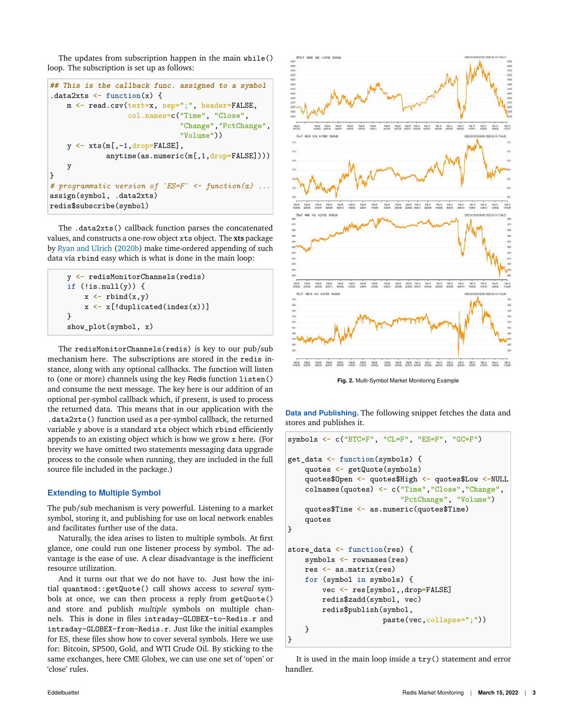The updates from subscription happen in the main `while()` loop. The subscription is set up as follows:

```
## This is the callback func. assigned to a symbol
.data2xts <- function(x) {
    m <- read.csv(text=x, sep=";", header=FALSE,
                  col.names=c("Time", "Close",
                              "Change","PctChange",
                              "Volume"))
    y <- xts(m[,-1,drop=FALSE],
             anytime(as.numeric(m[,1,drop=FALSE])))
    y
}
# programmatic version of `ES=F` <- function(x) ...
assign(symbol, .data2xts)
redis$subscribe(symbol)
```

The `.data2xts()` callback function parses the concatenated values, and constructs a one-row object `xts` object. The **xts** package by Ryan and Ulrich (2020b) make time-ordered appending of such data via `rbind` easy which is what is done in the main loop:

```
    y <- redisMonitorChannels(redis)
    if (!is.null(y)) {
        x <- rbind(x,y)
        x <- x[!duplicated(index(x))]
    }
    show_plot(symbol, x)
```

The `redisMonitorChannels(redis)` is key to our pub/sub mechanism here. The subscriptions are stored in the `redis` instance, along with any optional callbacks. The function will listen to (one or more) channels using the key Redis function `listen()` and consume the next message. The key here is our addition of an optional per-symbol callback which, if present, is used to process the returned data. This means that in our application with the `.data2xts()` function used as a per-symbol callback, the returned variable `y` above is a standard `xts` object which `rbind` efficiently appends to an existing object which is how we grow `x` here. (For brevity we have omitted two statements messaging data upgrade process to the console when running, they are included in the full source file included in the package.)

### Extending to Multiple Symbol

The pub/sub mechanism is very powerful. Listening to a market symbol, storing it, and publishing for use on local network enables and facilitates further use of the data.

Naturally, the idea arises to listen to multiple symbols. At first glance, one could run one listener process by symbol. The advantage is the ease of use. A clear disadvantage is the inefficient resource utilization.

And it turns out that we do not have to. Just how the initial `quantmod::getQuote()` call shows access to *several* symbols at once, we can then process a reply from `getQuote()` and store and publish *multiple* symbols on multiple channels. This is done in files `intraday-GLOBEX-to-Redis.r` and `intraday-GLOBEX-from-Redis.r`. Just like the initial examples for ES, these files show how to cover several symbols. Here we use for: Bitcoin, SP500, Gold, and WTI Crude Oil. By sticking to the same exchanges, here CME Globex, we can use one set of 'open' or 'close' rules.

**Fig. 2.** Multi-Symbol Market Monitoring Example

**Data and Publishing.** The following snippet fetches the data and stores and publishes it.

```
symbols <- c("BTC=F", "CL=F", "ES=F", "GC=F")

get_data <- function(symbols) {
    quotes <- getQuote(symbols)
    quotes$Open <- quotes$High <- quotes$Low <-NULL
    colnames(quotes) <- c("Time","Close","Change",
                          "PctChange", "Volume")
    quotes$Time <- as.numeric(quotes$Time)
    quotes
}

store_data <- function(res) {
    symbols <- rownames(res)
    res <- as.matrix(res)
    for (symbol in symbols) {
        vec <- res[symbol,,drop=FALSE]
        redis$zadd(symbol, vec)
        redis$publish(symbol,
                      paste(vec,collapse=";"))
    }
}
```

It is used in the main loop inside a `try()` statement and error handler.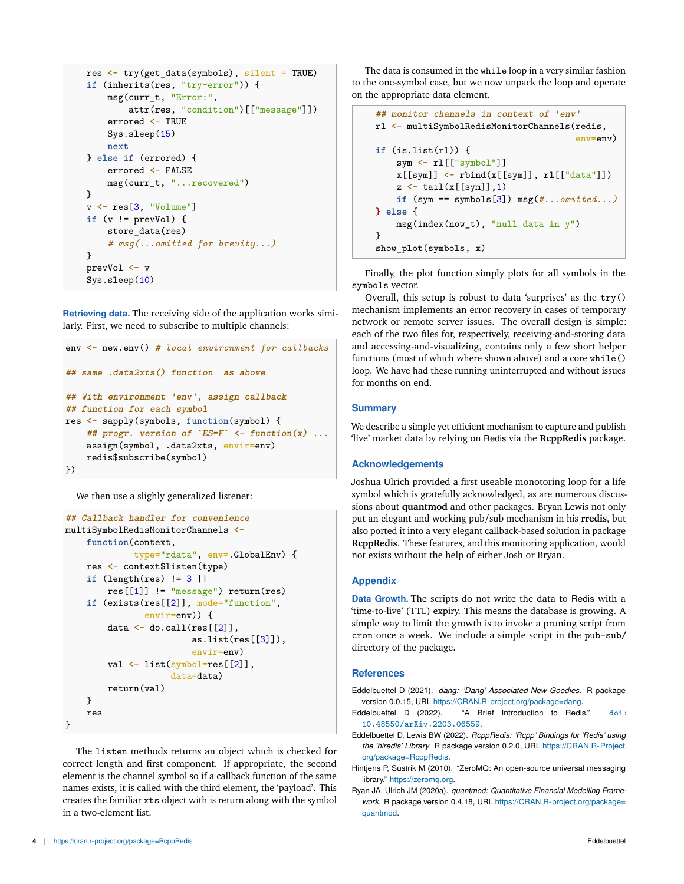```
    res <- try(get_data(symbols), silent = TRUE)
    if (inherits(res, "try-error")) {
        msg(curr_t, "Error:",
            attr(res, "condition")[["message"]])
        errored <- TRUE
        Sys.sleep(15)
        next
    } else if (errored) {
        errored <- FALSE
        msg(curr_t, "...recovered")
    }
    v <- res[3, "Volume"]
    if (v != prevVol) {
        store_data(res)
        # msg(...omitted for brevity...)
    }
    prevVol <- v
    Sys.sleep(10)
```

**Retrieving data.** The receiving side of the application works similarly. First, we need to subscribe to multiple channels:

```
env <- new.env() # local environment for callbacks

## same .data2xts() function  as above

## With environment 'env', assign callback
## function for each symbol
res <- sapply(symbols, function(symbol) {
    ## progr. version of `ES=F` <- function(x) ...
    assign(symbol, .data2xts, envir=env)
    redis$subscribe(symbol)
})
```

We then use a slighly generalized listener:

```
## Callback handler for convenience
multiSymbolRedisMonitorChannels <-
    function(context,
             type="rdata", env=.GlobalEnv) {
    res <- context$listen(type)
    if (length(res) != 3 ||
        res[[1]] != "message") return(res)
    if (exists(res[[2]], mode="function",
               envir=env)) {
        data <- do.call(res[[2]],
                        as.list(res[[3]]),
                        envir=env)
        val <- list(symbol=res[[2]],
                    data=data)
        return(val)
    }
    res
}
```

The `listen` methods returns an object which is checked for correct length and first component. If appropriate, the second element is the channel symbol so if a callback function of the same names exists, it is called with the third element, the 'payload'. This creates the familiar `xts` object with is return along with the symbol in a two-element list.

The data is consumed in the `while` loop in a very similar fashion to the one-symbol case, but we now unpack the loop and operate on the appropriate data element.

```
    ## monitor channels in context of 'env'
    rl <- multiSymbolRedisMonitorChannels(redis,
                                          env=env)
    if (is.list(rl)) {
        sym <- rl[["symbol"]]
        x[[sym]] <- rbind(x[[sym]], rl[["data"]])
        z <- tail(x[[sym]],1)
        if (sym == symbols[3]) msg(#...omitted...)
    } else {
        msg(index(now_t), "null data in y")
    }
    show_plot(symbols, x)
```

Finally, the plot function simply plots for all symbols in the `symbols` vector.

Overall, this setup is robust to data 'surprises' as the `try()` mechanism implements an error recovery in cases of temporary network or remote server issues. The overall design is simple: each of the two files for, respectively, receiving-and-storing data and accessing-and-visualizing, contains only a few short helper functions (most of which where shown above) and a core `while()` loop. We have had these running uninterrupted and without issues for months on end.

## Summary

We describe a simple yet efficient mechanism to capture and publish 'live' market data by relying on Redis via the **RcppRedis** package.

## Acknowledgements

Joshua Ulrich provided a first useable monotoring loop for a life symbol which is gratefully acknowledged, as are numerous discussions about **quantmod** and other packages. Bryan Lewis not only put an elegant and working pub/sub mechanism in his **rredis**, but also ported it into a very elegant callback-based solution in package **RcppRedis**. These features, and this monitoring application, would not exists without the help of either Josh or Bryan.

## Appendix

**Data Growth.** The scripts do not write the data to Redis with a 'time-to-live' (TTL) expiry. This means the database is growing. A simple way to limit the growth is to invoke a pruning script from `cron` once a week. We include a simple script in the `pub-sub/` directory of the package.

## References

Eddelbuettel D (2021). *dang: 'Dang' Associated New Goodies*. R package version 0.0.15, URL https://CRAN.R-project.org/package=dang.

Eddelbuettel D (2022). "A Brief Introduction to Redis." doi:10.48550/arXiv.2203.06559.

Eddelbuettel D, Lewis BW (2022). *RcppRedis: 'Rcpp' Bindings for 'Redis' using the 'hiredis' Library*. R package version 0.2.0, URL https://CRAN.R-Project.org/package=RcppRedis.

Hintjens P, Sustrik M (2010). "ZeroMQ: An open-source universal messaging library." https://zeromq.org.

Ryan JA, Ulrich JM (2020a). *quantmod: Quantitative Financial Modelling Framework*. R package version 0.4.18, URL https://CRAN.R-project.org/package=quantmod.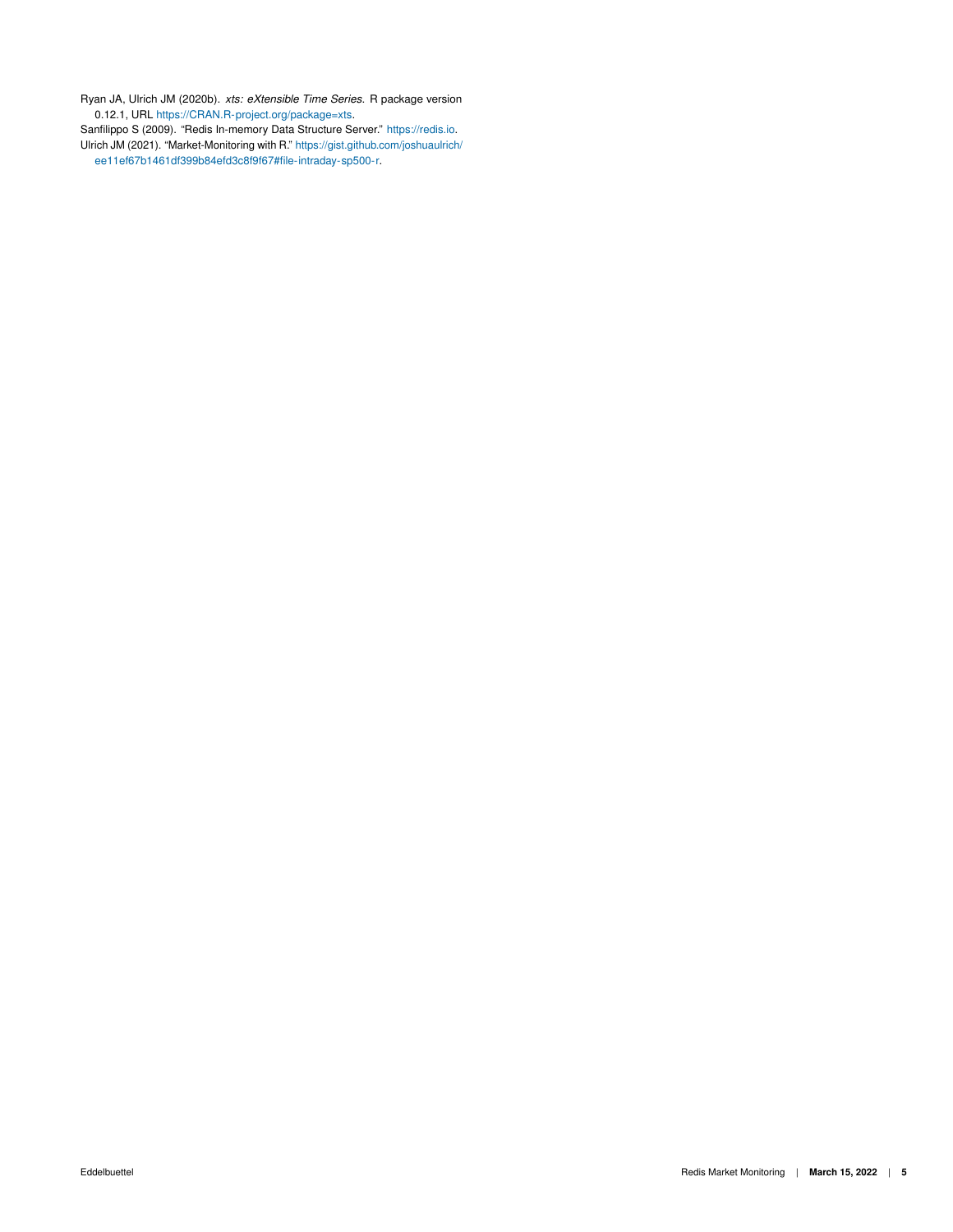Ryan JA, Ulrich JM (2020b). *xts: eXtensible Time Series*. R package version 0.12.1, URL https://CRAN.R-project.org/package=xts.

Sanfilippo S (2009). "Redis In-memory Data Structure Server." https://redis.io.

Ulrich JM (2021). "Market-Monitoring with R." https://gist.github.com/joshuaulrich/ee11ef67b1461df399b84efd3c8f9f67#file-intraday-sp500-r.